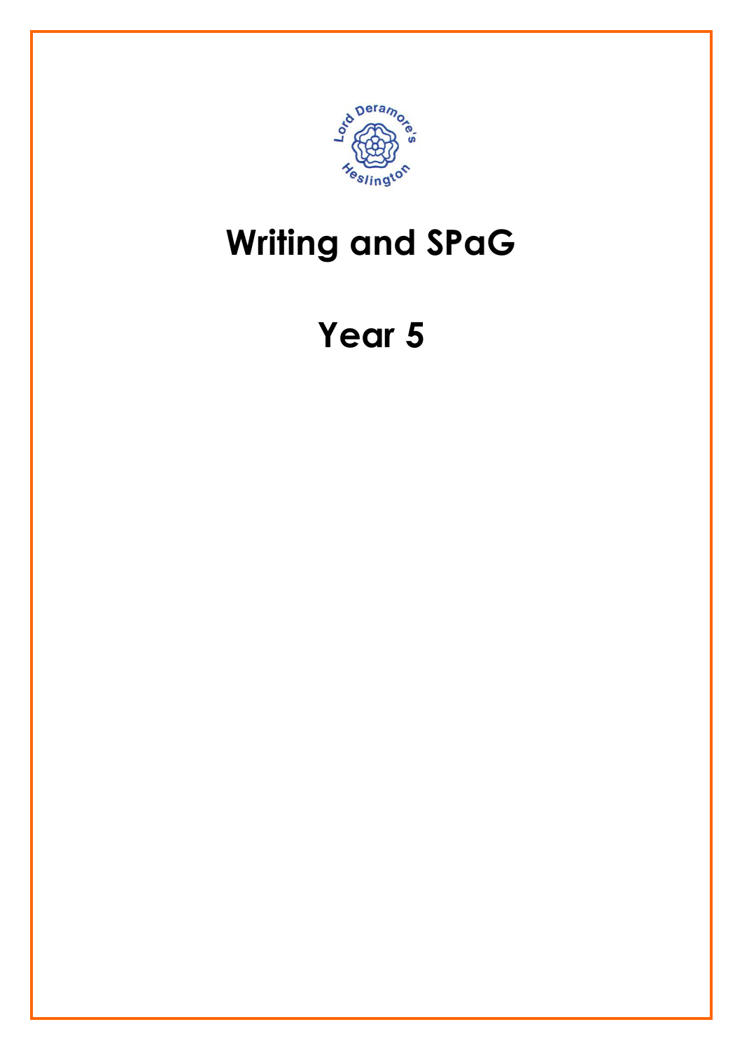# Writing and SPaG

# Year 5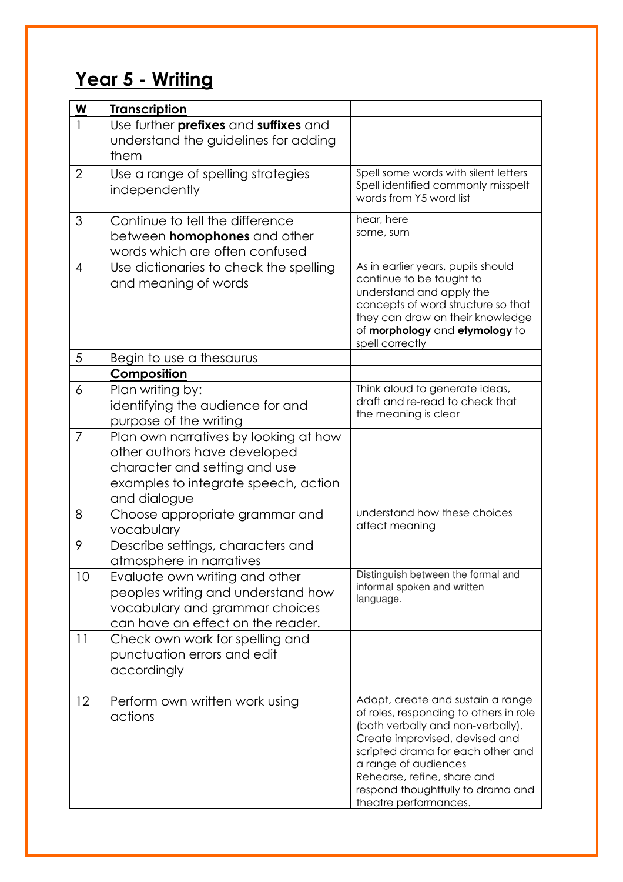# Year 5 - Writing

| W | Transcription | |
|---|---|---|
| 1 | Use further **prefixes** and **suffixes** and understand the guidelines for adding them | |
| 2 | Use a range of spelling strategies independently | Spell some words with silent letters<br>Spell identified commonly misspelt words from Y5 word list |
| 3 | Continue to tell the difference between **homophones** and other words which are often confused | hear, here<br>some, sum |
| 4 | Use dictionaries to check the spelling and meaning of words | As in earlier years, pupils should continue to be taught to understand and apply the concepts of word structure so that they can draw on their knowledge of **morphology** and **etymology** to spell correctly |
| 5 | Begin to use a thesaurus | |
| | **Composition** | |
| 6 | Plan writing by:<br>identifying the audience for and purpose of the writing | Think aloud to generate ideas, draft and re-read to check that the meaning is clear |
| 7 | Plan own narratives by looking at how other authors have developed character and setting and use examples to integrate speech, action and dialogue | |
| 8 | Choose appropriate grammar and vocabulary | understand how these choices affect meaning |
| 9 | Describe settings, characters and atmosphere in narratives | |
| 10 | Evaluate own writing and other peoples writing and understand how vocabulary and grammar choices can have an effect on the reader. | Distinguish between the formal and informal spoken and written language. |
| 11 | Check own work for spelling and punctuation errors and edit accordingly | |
| 12 | Perform own written work using actions | Adopt, create and sustain a range of roles, responding to others in role (both verbally and non-verbally).<br>Create improvised, devised and scripted drama for each other and a range of audiences<br>Rehearse, refine, share and respond thoughtfully to drama and theatre performances. |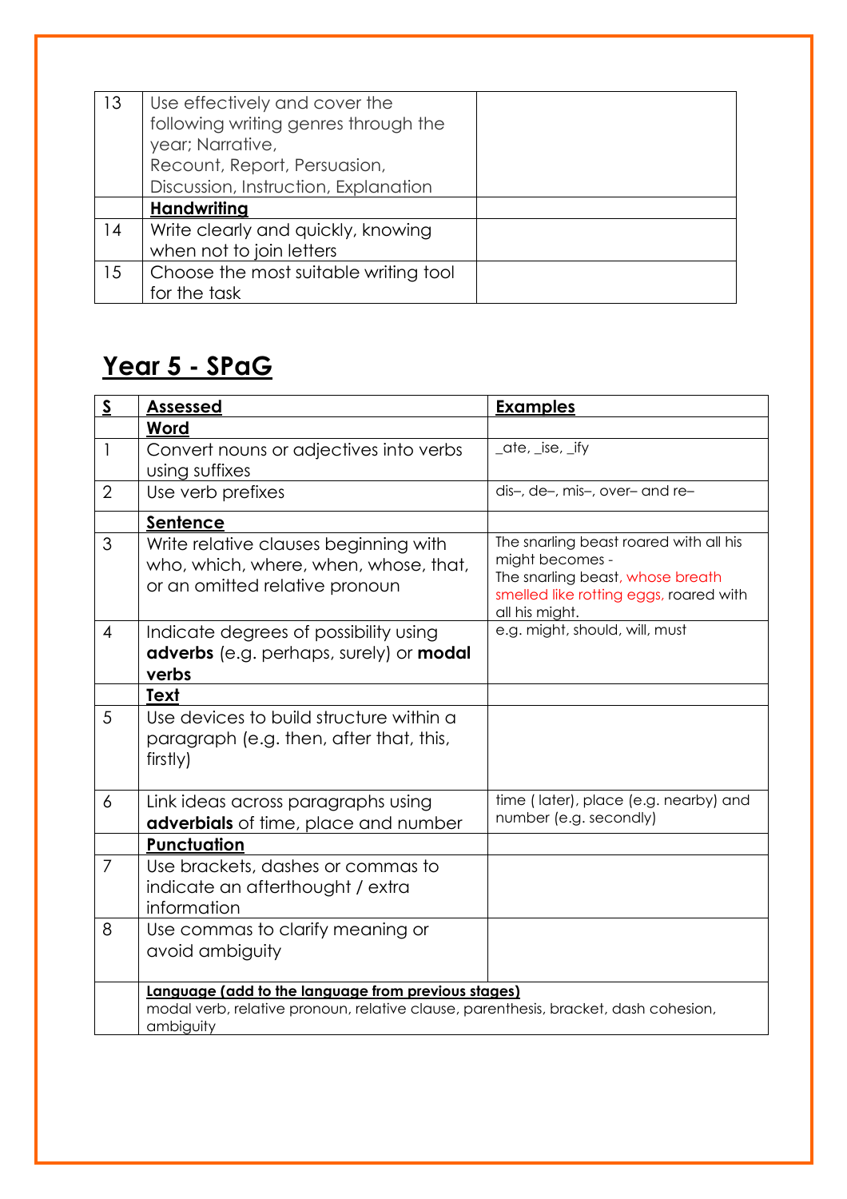| | | |
|---|---|---|
| 13 | Use effectively and cover the following writing genres through the year; Narrative, Recount, Report, Persuasion, Discussion, Instruction, Explanation | |
| | **Handwriting** | |
| 14 | Write clearly and quickly, knowing when not to join letters | |
| 15 | Choose the most suitable writing tool for the task | |

## Year 5 - SPaG

| **S** | **Assessed** | **Examples** |
|---|---|---|
| | **Word** | |
| 1 | Convert nouns or adjectives into verbs using suffixes | _ate, _ise, _ify |
| 2 | Use verb prefixes | dis–, de–, mis–, over– and re– |
| | **Sentence** | |
| 3 | Write relative clauses beginning with who, which, where, when, whose, that, or an omitted relative pronoun | The snarling beast roared with all his might becomes - The snarling beast, whose breath smelled like rotting eggs, roared with all his might. |
| 4 | Indicate degrees of possibility using **adverbs** (e.g. perhaps, surely) or **modal verbs** | e.g. might, should, will, must |
| | **Text** | |
| 5 | Use devices to build structure within a paragraph (e.g. then, after that, this, firstly) | |
| 6 | Link ideas across paragraphs using **adverbials** of time, place and number | time ( later), place (e.g. nearby) and number (e.g. secondly) |
| | **Punctuation** | |
| 7 | Use brackets, dashes or commas to indicate an afterthought / extra information | |
| 8 | Use commas to clarify meaning or avoid ambiguity | |
| | **Language (add to the language from previous stages)** modal verb, relative pronoun, relative clause, parenthesis, bracket, dash cohesion, ambiguity | |